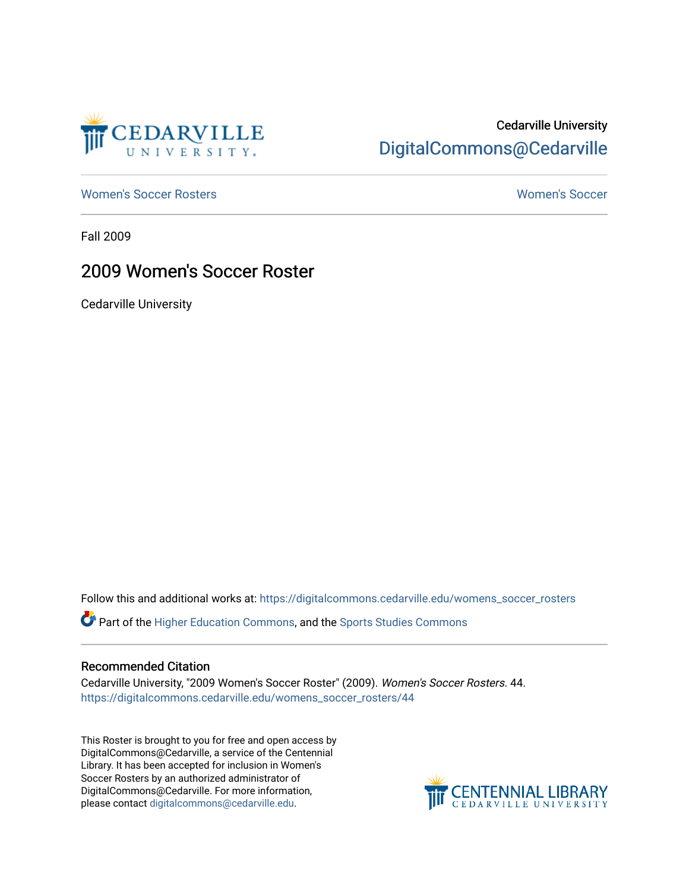Cedarville University
DigitalCommons@Cedarville

Women's Soccer Rosters | Women's Soccer

Fall 2009

# 2009 Women's Soccer Roster

Cedarville University

Follow this and additional works at: https://digitalcommons.cedarville.edu/womens_soccer_rosters

Part of the Higher Education Commons, and the Sports Studies Commons

## Recommended Citation

Cedarville University, "2009 Women's Soccer Roster" (2009). *Women's Soccer Rosters*. 44.
https://digitalcommons.cedarville.edu/womens_soccer_rosters/44

This Roster is brought to you for free and open access by DigitalCommons@Cedarville, a service of the Centennial Library. It has been accepted for inclusion in Women's Soccer Rosters by an authorized administrator of DigitalCommons@Cedarville. For more information, please contact digitalcommons@cedarville.edu.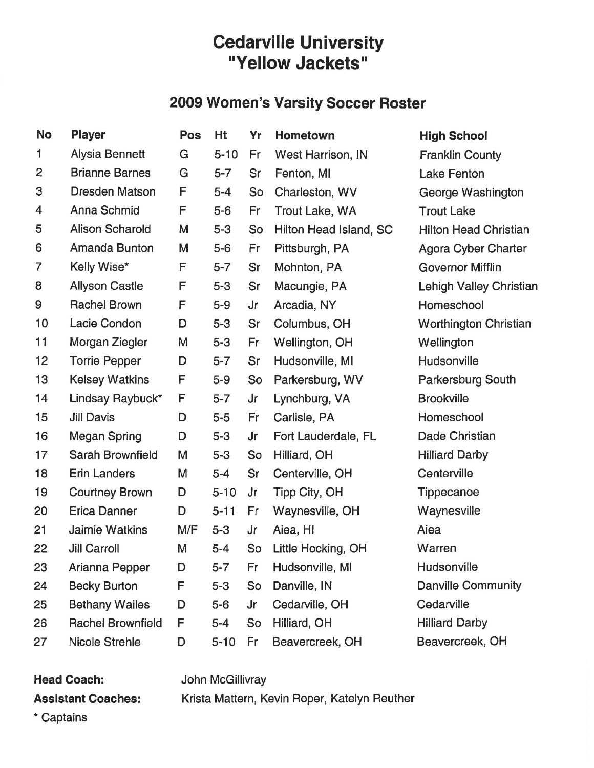# Cedarville University "Yellow Jackets"

## 2009 Women's Varsity Soccer Roster

| No | Player | Pos | Ht | Yr | Hometown | High School |
|---|---|---|---|---|---|---|
| 1 | Alysia Bennett | G | 5-10 | Fr | West Harrison, IN | Franklin County |
| 2 | Brianne Barnes | G | 5-7 | Sr | Fenton, MI | Lake Fenton |
| 3 | Dresden Matson | F | 5-4 | So | Charleston, WV | George Washington |
| 4 | Anna Schmid | F | 5-6 | Fr | Trout Lake, WA | Trout Lake |
| 5 | Alison Scharold | M | 5-3 | So | Hilton Head Island, SC | Hilton Head Christian |
| 6 | Amanda Bunton | M | 5-6 | Fr | Pittsburgh, PA | Agora Cyber Charter |
| 7 | Kelly Wise* | F | 5-7 | Sr | Mohnton, PA | Governor Mifflin |
| 8 | Allyson Castle | F | 5-3 | Sr | Macungie, PA | Lehigh Valley Christian |
| 9 | Rachel Brown | F | 5-9 | Jr | Arcadia, NY | Homeschool |
| 10 | Lacie Condon | D | 5-3 | Sr | Columbus, OH | Worthington Christian |
| 11 | Morgan Ziegler | M | 5-3 | Fr | Wellington, OH | Wellington |
| 12 | Torrie Pepper | D | 5-7 | Sr | Hudsonville, MI | Hudsonville |
| 13 | Kelsey Watkins | F | 5-9 | So | Parkersburg, WV | Parkersburg South |
| 14 | Lindsay Raybuck* | F | 5-7 | Jr | Lynchburg, VA | Brookville |
| 15 | Jill Davis | D | 5-5 | Fr | Carlisle, PA | Homeschool |
| 16 | Megan Spring | D | 5-3 | Jr | Fort Lauderdale, FL | Dade Christian |
| 17 | Sarah Brownfield | M | 5-3 | So | Hilliard, OH | Hilliard Darby |
| 18 | Erin Landers | M | 5-4 | Sr | Centerville, OH | Centerville |
| 19 | Courtney Brown | D | 5-10 | Jr | Tipp City, OH | Tippecanoe |
| 20 | Erica Danner | D | 5-11 | Fr | Waynesville, OH | Waynesville |
| 21 | Jaimie Watkins | M/F | 5-3 | Jr | Aiea, HI | Aiea |
| 22 | Jill Carroll | M | 5-4 | So | Little Hocking, OH | Warren |
| 23 | Arianna Pepper | D | 5-7 | Fr | Hudsonville, MI | Hudsonville |
| 24 | Becky Burton | F | 5-3 | So | Danville, IN | Danville Community |
| 25 | Bethany Wailes | D | 5-6 | Jr | Cedarville, OH | Cedarville |
| 26 | Rachel Brownfield | F | 5-4 | So | Hilliard, OH | Hilliard Darby |
| 27 | Nicole Strehle | D | 5-10 | Fr | Beavercreek, OH | Beavercreek, OH |

**Head Coach:** John McGillivray

**Assistant Coaches:** Krista Mattern, Kevin Roper, Katelyn Reuther

* Captains